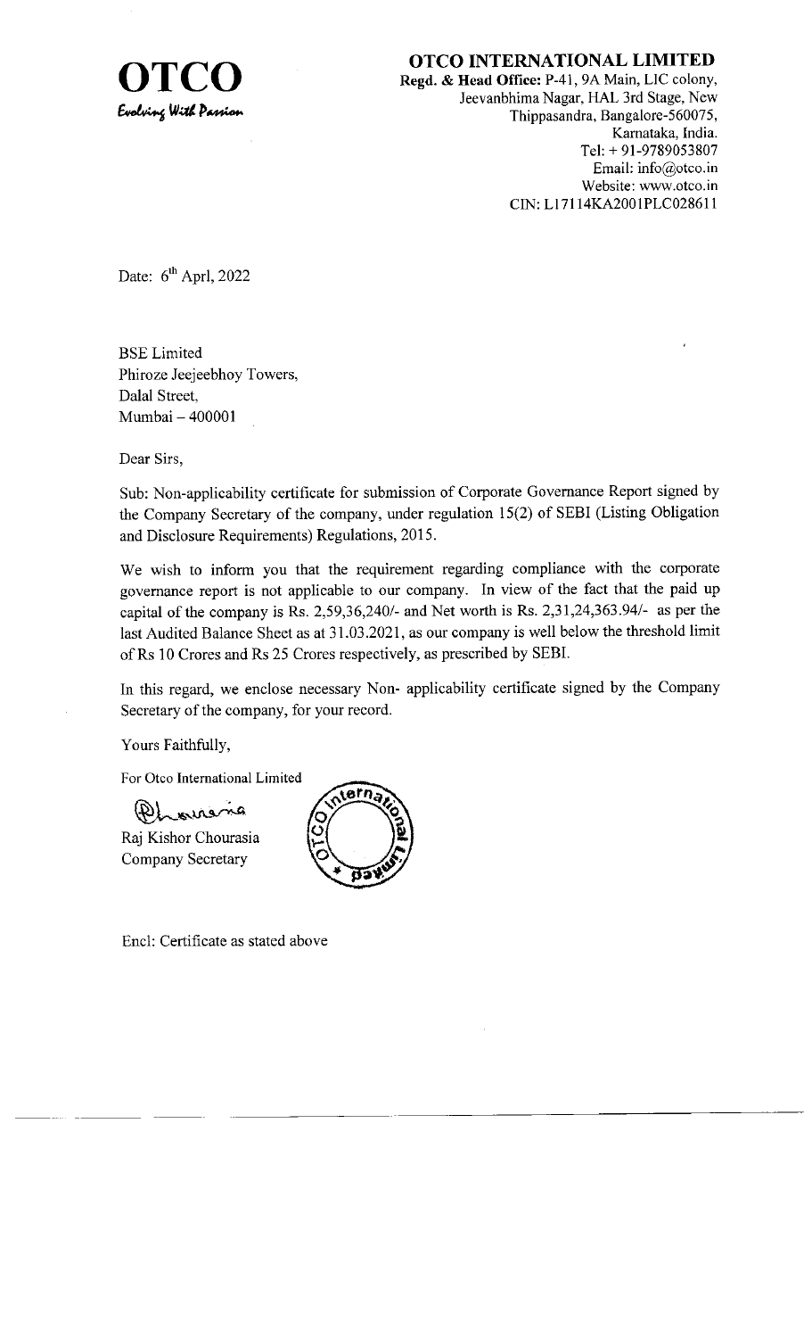**OTCO**
*Evolving With Passion*

**OTCO INTERNATIONAL LIMITED**
**Regd. & Head Office:** P-41, 9A Main, LIC colony,
Jeevanbhima Nagar, HAL 3rd Stage, New
Thippasandra, Bangalore-560075,
Karnataka, India.
Tel: + 91-9789053807
Email: info@otco.in
Website: www.otco.in
CIN: L17114KA2001PLC028611

Date: 6th Aprl, 2022

BSE Limited
Phiroze Jeejeebhoy Towers,
Dalal Street,
Mumbai – 400001

Dear Sirs,

Sub: Non-applicability certificate for submission of Corporate Governance Report signed by the Company Secretary of the company, under regulation 15(2) of SEBI (Listing Obligation and Disclosure Requirements) Regulations, 2015.

We wish to inform you that the requirement regarding compliance with the corporate governance report is not applicable to our company. In view of the fact that the paid up capital of the company is Rs. 2,59,36,240/- and Net worth is Rs. 2,31,24,363.94/- as per the last Audited Balance Sheet as at 31.03.2021, as our company is well below the threshold limit of Rs 10 Crores and Rs 25 Crores respectively, as prescribed by SEBI.

In this regard, we enclose necessary Non- applicability certificate signed by the Company Secretary of the company, for your record.

Yours Faithfully,

For Otco International Limited

Raj Kishor Chourasia
Company Secretary

Encl: Certificate as stated above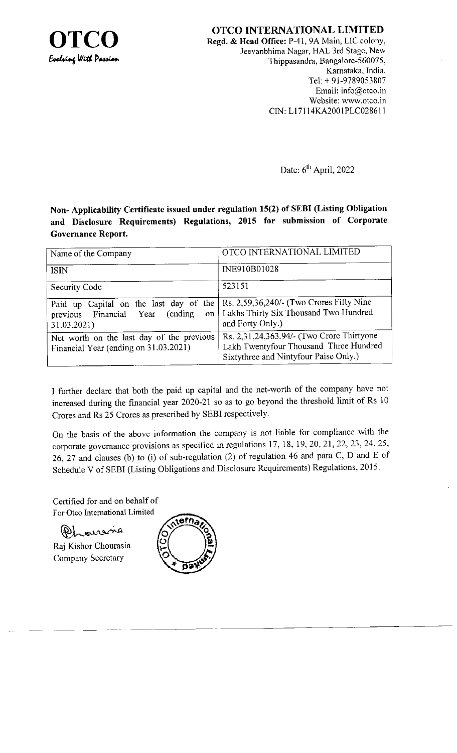**OTCO**
*Evolving With Passion*

**OTCO INTERNATIONAL LIMITED**
**Regd. & Head Office:** P-41, 9A Main, LIC colony, Jeevanbhima Nagar, HAL 3rd Stage, New Thippasandra, Bangalore-560075, Karnataka, India.
Tel: + 91-9789053807
Email: info@otco.in
Website: www.otco.in
CIN: L17114KA2001PLC028611

Date: 6th April, 2022

**Non- Applicability Certificate issued under regulation 15(2) of SEBI (Listing Obligation and Disclosure Requirements) Regulations, 2015 for submission of Corporate Governance Report.**

| | |
|---|---|
| Name of the Company | OTCO INTERNATIONAL LIMITED |
| ISIN | INE910B01028 |
| Security Code | 523151 |
| Paid up Capital on the last day of the previous Financial Year (ending on 31.03.2021) | Rs. 2,59,36,240/- (Two Crores Fifty Nine Lakhs Thirty Six Thousand Two Hundred and Forty Only.) |
| Net worth on the last day of the previous Financial Year (ending on 31.03.2021) | Rs. 2,31,24,363.94/- (Two Crore Thirtyone Lakh Twentyfour Thousand Three Hundred Sixtythree and Nintyfour Paise Only.) |

I further declare that both the paid up capital and the net-worth of the company have not increased during the financial year 2020-21 so as to go beyond the threshold limit of Rs 10 Crores and Rs 25 Crores as prescribed by SEBI respectively.

On the basis of the above information the company is not liable for compliance with the corporate governance provisions as specified in regulations 17, 18, 19, 20, 21, 22, 23, 24, 25, 26, 27 and clauses (b) to (i) of sub-regulation (2) of regulation 46 and para C, D and E of Schedule V of SEBI (Listing Obligations and Disclosure Requirements) Regulations, 2015.

Certified for and on behalf of
For Otco International Limited

Raj Kishor Chourasia
Company Secretary